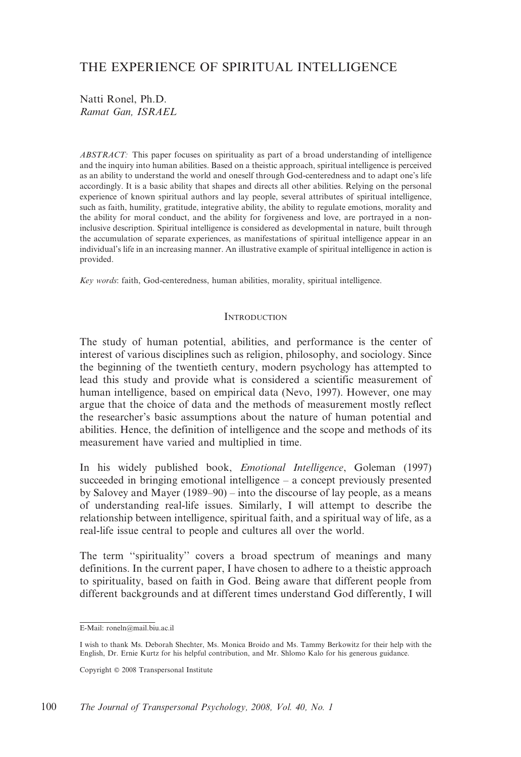# THE EXPERIENCE OF SPIRITUAL INTELLIGENCE

Natti Ronel, Ph.D.
*Ramat Gan, ISRAEL*

*ABSTRACT:* This paper focuses on spirituality as part of a broad understanding of intelligence and the inquiry into human abilities. Based on a theistic approach, spiritual intelligence is perceived as an ability to understand the world and oneself through God-centeredness and to adapt one's life accordingly. It is a basic ability that shapes and directs all other abilities. Relying on the personal experience of known spiritual authors and lay people, several attributes of spiritual intelligence, such as faith, humility, gratitude, integrative ability, the ability to regulate emotions, morality and the ability for moral conduct, and the ability for forgiveness and love, are portrayed in a non-inclusive description. Spiritual intelligence is considered as developmental in nature, built through the accumulation of separate experiences, as manifestations of spiritual intelligence appear in an individual's life in an increasing manner. An illustrative example of spiritual intelligence in action is provided.

*Key words*: faith, God-centeredness, human abilities, morality, spiritual intelligence.

## Introduction

The study of human potential, abilities, and performance is the center of interest of various disciplines such as religion, philosophy, and sociology. Since the beginning of the twentieth century, modern psychology has attempted to lead this study and provide what is considered a scientific measurement of human intelligence, based on empirical data (Nevo, 1997). However, one may argue that the choice of data and the methods of measurement mostly reflect the researcher's basic assumptions about the nature of human potential and abilities. Hence, the definition of intelligence and the scope and methods of its measurement have varied and multiplied in time.

In his widely published book, *Emotional Intelligence*, Goleman (1997) succeeded in bringing emotional intelligence – a concept previously presented by Salovey and Mayer (1989–90) – into the discourse of lay people, as a means of understanding real-life issues. Similarly, I will attempt to describe the relationship between intelligence, spiritual faith, and a spiritual way of life, as a real-life issue central to people and cultures all over the world.

The term ''spirituality'' covers a broad spectrum of meanings and many definitions. In the current paper, I have chosen to adhere to a theistic approach to spirituality, based on faith in God. Being aware that different people from different backgrounds and at different times understand God differently, I will

---

E-Mail: roneln@mail.biu.ac.il

I wish to thank Ms. Deborah Shechter, Ms. Monica Broido and Ms. Tammy Berkowitz for their help with the English, Dr. Ernie Kurtz for his helpful contribution, and Mr. Shlomo Kalo for his generous guidance.

Copyright © 2008 Transpersonal Institute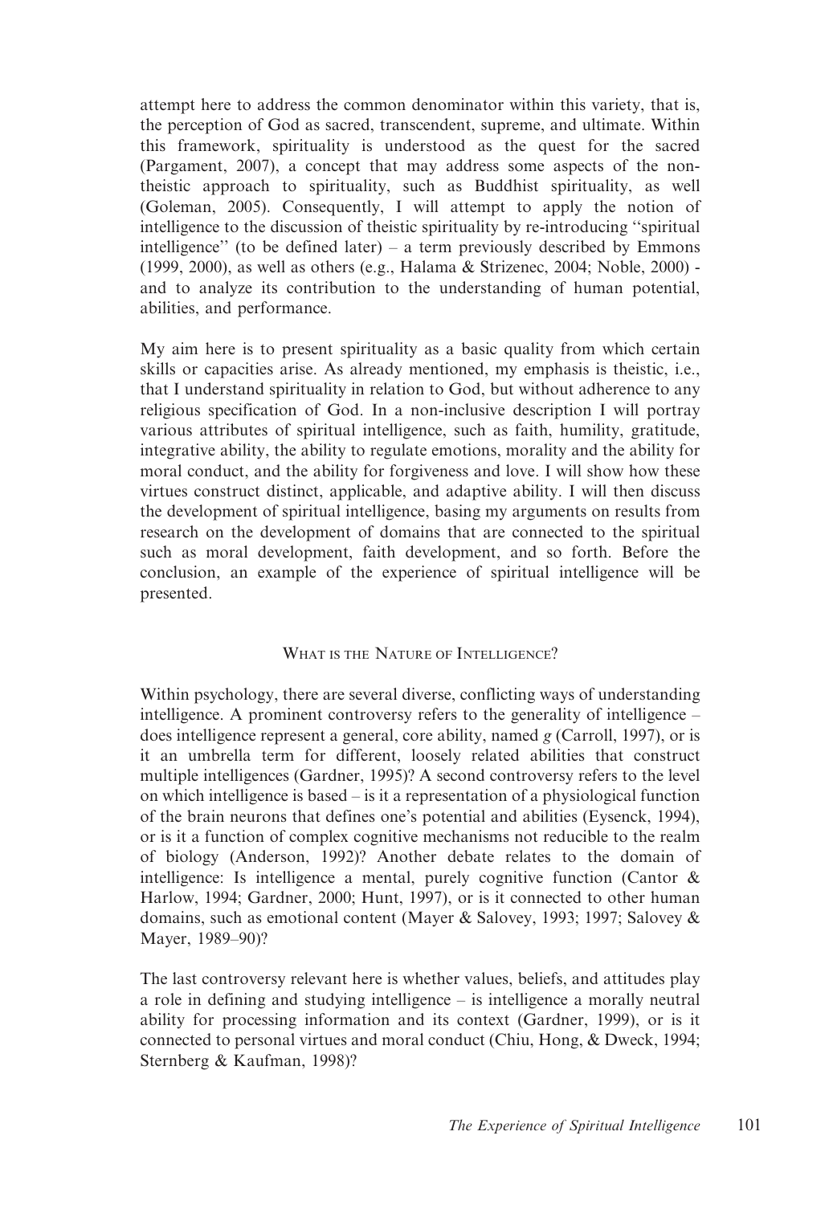attempt here to address the common denominator within this variety, that is, the perception of God as sacred, transcendent, supreme, and ultimate. Within this framework, spirituality is understood as the quest for the sacred (Pargament, 2007), a concept that may address some aspects of the non-theistic approach to spirituality, such as Buddhist spirituality, as well (Goleman, 2005). Consequently, I will attempt to apply the notion of intelligence to the discussion of theistic spirituality by re-introducing ''spiritual intelligence'' (to be defined later) – a term previously described by Emmons (1999, 2000), as well as others (e.g., Halama & Strizenec, 2004; Noble, 2000) - and to analyze its contribution to the understanding of human potential, abilities, and performance.

My aim here is to present spirituality as a basic quality from which certain skills or capacities arise. As already mentioned, my emphasis is theistic, i.e., that I understand spirituality in relation to God, but without adherence to any religious specification of God. In a non-inclusive description I will portray various attributes of spiritual intelligence, such as faith, humility, gratitude, integrative ability, the ability to regulate emotions, morality and the ability for moral conduct, and the ability for forgiveness and love. I will show how these virtues construct distinct, applicable, and adaptive ability. I will then discuss the development of spiritual intelligence, basing my arguments on results from research on the development of domains that are connected to the spiritual such as moral development, faith development, and so forth. Before the conclusion, an example of the experience of spiritual intelligence will be presented.

## What is the Nature of Intelligence?

Within psychology, there are several diverse, conflicting ways of understanding intelligence. A prominent controversy refers to the generality of intelligence – does intelligence represent a general, core ability, named *g* (Carroll, 1997), or is it an umbrella term for different, loosely related abilities that construct multiple intelligences (Gardner, 1995)? A second controversy refers to the level on which intelligence is based – is it a representation of a physiological function of the brain neurons that defines one's potential and abilities (Eysenck, 1994), or is it a function of complex cognitive mechanisms not reducible to the realm of biology (Anderson, 1992)? Another debate relates to the domain of intelligence: Is intelligence a mental, purely cognitive function (Cantor & Harlow, 1994; Gardner, 2000; Hunt, 1997), or is it connected to other human domains, such as emotional content (Mayer & Salovey, 1993; 1997; Salovey & Mayer, 1989–90)?

The last controversy relevant here is whether values, beliefs, and attitudes play a role in defining and studying intelligence – is intelligence a morally neutral ability for processing information and its context (Gardner, 1999), or is it connected to personal virtues and moral conduct (Chiu, Hong, & Dweck, 1994; Sternberg & Kaufman, 1998)?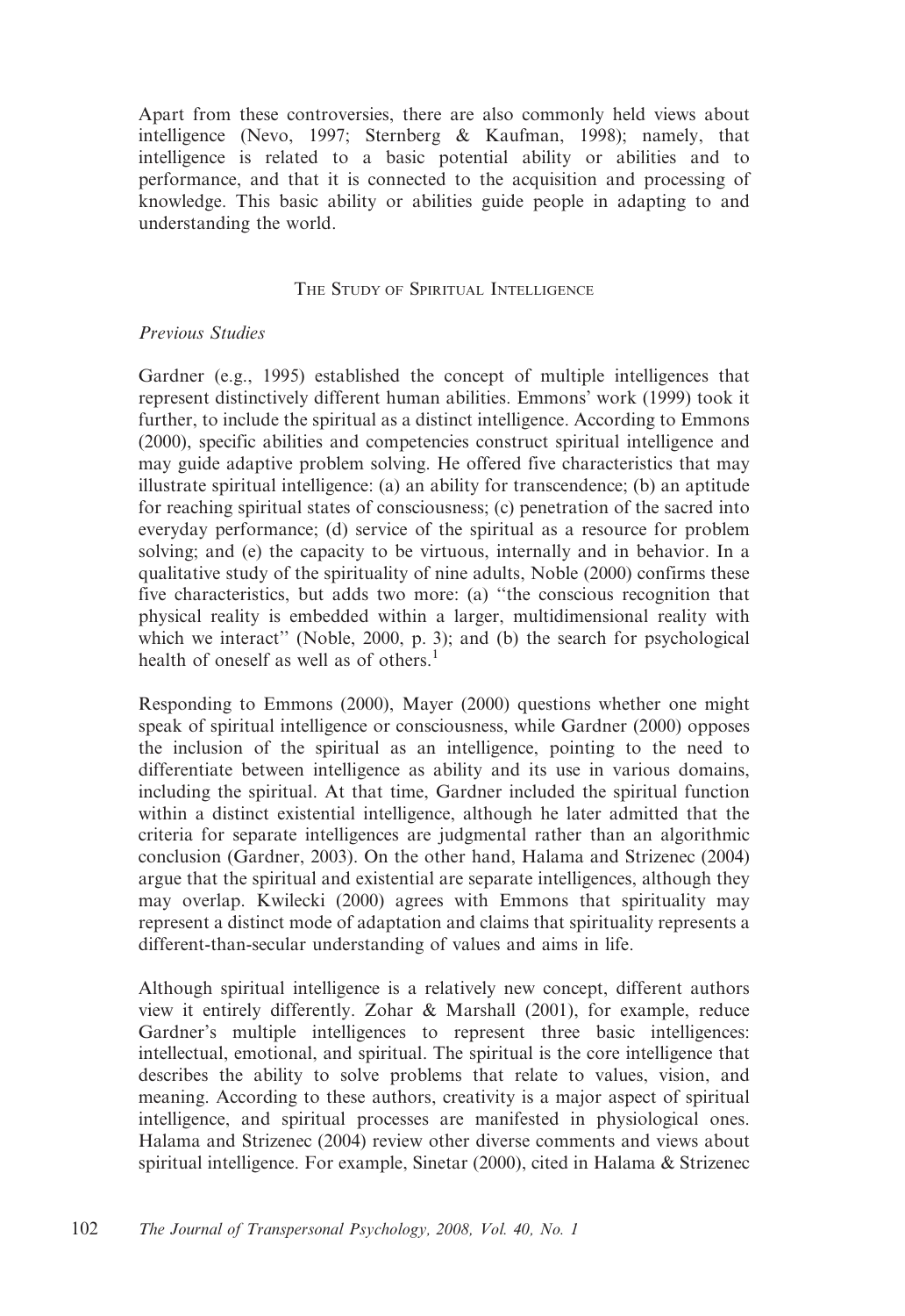Apart from these controversies, there are also commonly held views about intelligence (Nevo, 1997; Sternberg & Kaufman, 1998); namely, that intelligence is related to a basic potential ability or abilities and to performance, and that it is connected to the acquisition and processing of knowledge. This basic ability or abilities guide people in adapting to and understanding the world.

## The Study of Spiritual Intelligence

### *Previous Studies*

Gardner (e.g., 1995) established the concept of multiple intelligences that represent distinctively different human abilities. Emmons' work (1999) took it further, to include the spiritual as a distinct intelligence. According to Emmons (2000), specific abilities and competencies construct spiritual intelligence and may guide adaptive problem solving. He offered five characteristics that may illustrate spiritual intelligence: (a) an ability for transcendence; (b) an aptitude for reaching spiritual states of consciousness; (c) penetration of the sacred into everyday performance; (d) service of the spiritual as a resource for problem solving; and (e) the capacity to be virtuous, internally and in behavior. In a qualitative study of the spirituality of nine adults, Noble (2000) confirms these five characteristics, but adds two more: (a) "the conscious recognition that physical reality is embedded within a larger, multidimensional reality with which we interact" (Noble, 2000, p. 3); and (b) the search for psychological health of oneself as well as of others.[1]

Responding to Emmons (2000), Mayer (2000) questions whether one might speak of spiritual intelligence or consciousness, while Gardner (2000) opposes the inclusion of the spiritual as an intelligence, pointing to the need to differentiate between intelligence as ability and its use in various domains, including the spiritual. At that time, Gardner included the spiritual function within a distinct existential intelligence, although he later admitted that the criteria for separate intelligences are judgmental rather than an algorithmic conclusion (Gardner, 2003). On the other hand, Halama and Strizenec (2004) argue that the spiritual and existential are separate intelligences, although they may overlap. Kwilecki (2000) agrees with Emmons that spirituality may represent a distinct mode of adaptation and claims that spirituality represents a different-than-secular understanding of values and aims in life.

Although spiritual intelligence is a relatively new concept, different authors view it entirely differently. Zohar & Marshall (2001), for example, reduce Gardner's multiple intelligences to represent three basic intelligences: intellectual, emotional, and spiritual. The spiritual is the core intelligence that describes the ability to solve problems that relate to values, vision, and meaning. According to these authors, creativity is a major aspect of spiritual intelligence, and spiritual processes are manifested in physiological ones. Halama and Strizenec (2004) review other diverse comments and views about spiritual intelligence. For example, Sinetar (2000), cited in Halama & Strizenec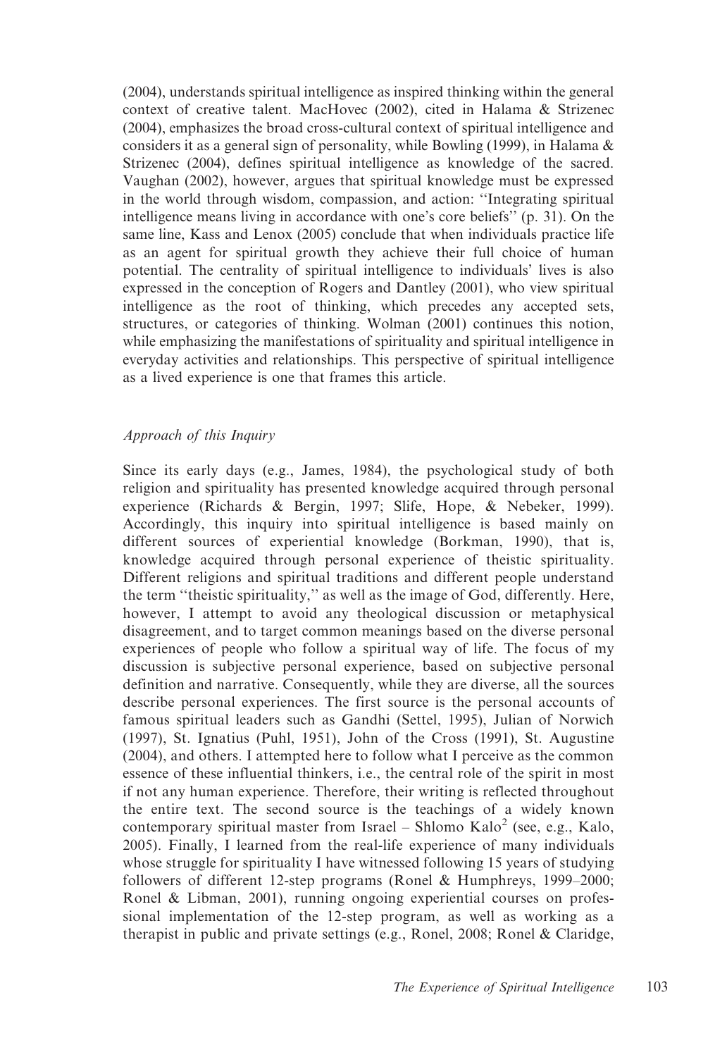(2004), understands spiritual intelligence as inspired thinking within the general context of creative talent. MacHovec (2002), cited in Halama & Strizenec (2004), emphasizes the broad cross-cultural context of spiritual intelligence and considers it as a general sign of personality, while Bowling (1999), in Halama & Strizenec (2004), defines spiritual intelligence as knowledge of the sacred. Vaughan (2002), however, argues that spiritual knowledge must be expressed in the world through wisdom, compassion, and action: ''Integrating spiritual intelligence means living in accordance with one's core beliefs'' (p. 31). On the same line, Kass and Lenox (2005) conclude that when individuals practice life as an agent for spiritual growth they achieve their full choice of human potential. The centrality of spiritual intelligence to individuals' lives is also expressed in the conception of Rogers and Dantley (2001), who view spiritual intelligence as the root of thinking, which precedes any accepted sets, structures, or categories of thinking. Wolman (2001) continues this notion, while emphasizing the manifestations of spirituality and spiritual intelligence in everyday activities and relationships. This perspective of spiritual intelligence as a lived experience is one that frames this article.

### *Approach of this Inquiry*

Since its early days (e.g., James, 1984), the psychological study of both religion and spirituality has presented knowledge acquired through personal experience (Richards & Bergin, 1997; Slife, Hope, & Nebeker, 1999). Accordingly, this inquiry into spiritual intelligence is based mainly on different sources of experiential knowledge (Borkman, 1990), that is, knowledge acquired through personal experience of theistic spirituality. Different religions and spiritual traditions and different people understand the term ''theistic spirituality,'' as well as the image of God, differently. Here, however, I attempt to avoid any theological discussion or metaphysical disagreement, and to target common meanings based on the diverse personal experiences of people who follow a spiritual way of life. The focus of my discussion is subjective personal experience, based on subjective personal definition and narrative. Consequently, while they are diverse, all the sources describe personal experiences. The first source is the personal accounts of famous spiritual leaders such as Gandhi (Settel, 1995), Julian of Norwich (1997), St. Ignatius (Puhl, 1951), John of the Cross (1991), St. Augustine (2004), and others. I attempted here to follow what I perceive as the common essence of these influential thinkers, i.e., the central role of the spirit in most if not any human experience. Therefore, their writing is reflected throughout the entire text. The second source is the teachings of a widely known contemporary spiritual master from Israel – Shlomo Kalo[2] (see, e.g., Kalo, 2005). Finally, I learned from the real-life experience of many individuals whose struggle for spirituality I have witnessed following 15 years of studying followers of different 12-step programs (Ronel & Humphreys, 1999–2000; Ronel & Libman, 2001), running ongoing experiential courses on professional implementation of the 12-step program, as well as working as a therapist in public and private settings (e.g., Ronel, 2008; Ronel & Claridge,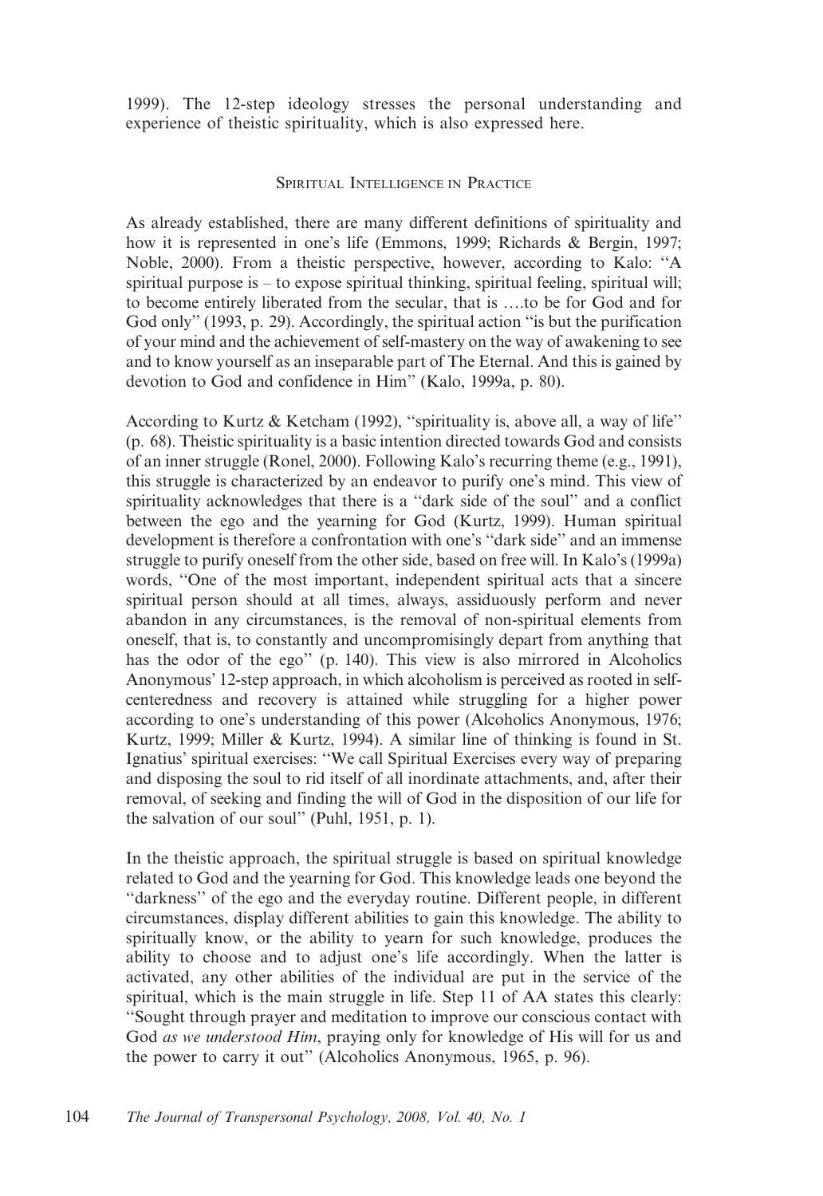1999). The 12-step ideology stresses the personal understanding and experience of theistic spirituality, which is also expressed here.

## Spiritual Intelligence in Practice

As already established, there are many different definitions of spirituality and how it is represented in one's life (Emmons, 1999; Richards & Bergin, 1997; Noble, 2000). From a theistic perspective, however, according to Kalo: "A spiritual purpose is – to expose spiritual thinking, spiritual feeling, spiritual will; to become entirely liberated from the secular, that is ….to be for God and for God only" (1993, p. 29). Accordingly, the spiritual action "is but the purification of your mind and the achievement of self-mastery on the way of awakening to see and to know yourself as an inseparable part of The Eternal. And this is gained by devotion to God and confidence in Him" (Kalo, 1999a, p. 80).

According to Kurtz & Ketcham (1992), "spirituality is, above all, a way of life" (p. 68). Theistic spirituality is a basic intention directed towards God and consists of an inner struggle (Ronel, 2000). Following Kalo's recurring theme (e.g., 1991), this struggle is characterized by an endeavor to purify one's mind. This view of spirituality acknowledges that there is a "dark side of the soul" and a conflict between the ego and the yearning for God (Kurtz, 1999). Human spiritual development is therefore a confrontation with one's "dark side" and an immense struggle to purify oneself from the other side, based on free will. In Kalo's (1999a) words, "One of the most important, independent spiritual acts that a sincere spiritual person should at all times, always, assiduously perform and never abandon in any circumstances, is the removal of non-spiritual elements from oneself, that is, to constantly and uncompromisingly depart from anything that has the odor of the ego" (p. 140). This view is also mirrored in Alcoholics Anonymous' 12-step approach, in which alcoholism is perceived as rooted in self-centeredness and recovery is attained while struggling for a higher power according to one's understanding of this power (Alcoholics Anonymous, 1976; Kurtz, 1999; Miller & Kurtz, 1994). A similar line of thinking is found in St. Ignatius' spiritual exercises: "We call Spiritual Exercises every way of preparing and disposing the soul to rid itself of all inordinate attachments, and, after their removal, of seeking and finding the will of God in the disposition of our life for the salvation of our soul" (Puhl, 1951, p. 1).

In the theistic approach, the spiritual struggle is based on spiritual knowledge related to God and the yearning for God. This knowledge leads one beyond the "darkness" of the ego and the everyday routine. Different people, in different circumstances, display different abilities to gain this knowledge. The ability to spiritually know, or the ability to yearn for such knowledge, produces the ability to choose and to adjust one's life accordingly. When the latter is activated, any other abilities of the individual are put in the service of the spiritual, which is the main struggle in life. Step 11 of AA states this clearly: "Sought through prayer and meditation to improve our conscious contact with God *as we understood Him*, praying only for knowledge of His will for us and the power to carry it out" (Alcoholics Anonymous, 1965, p. 96).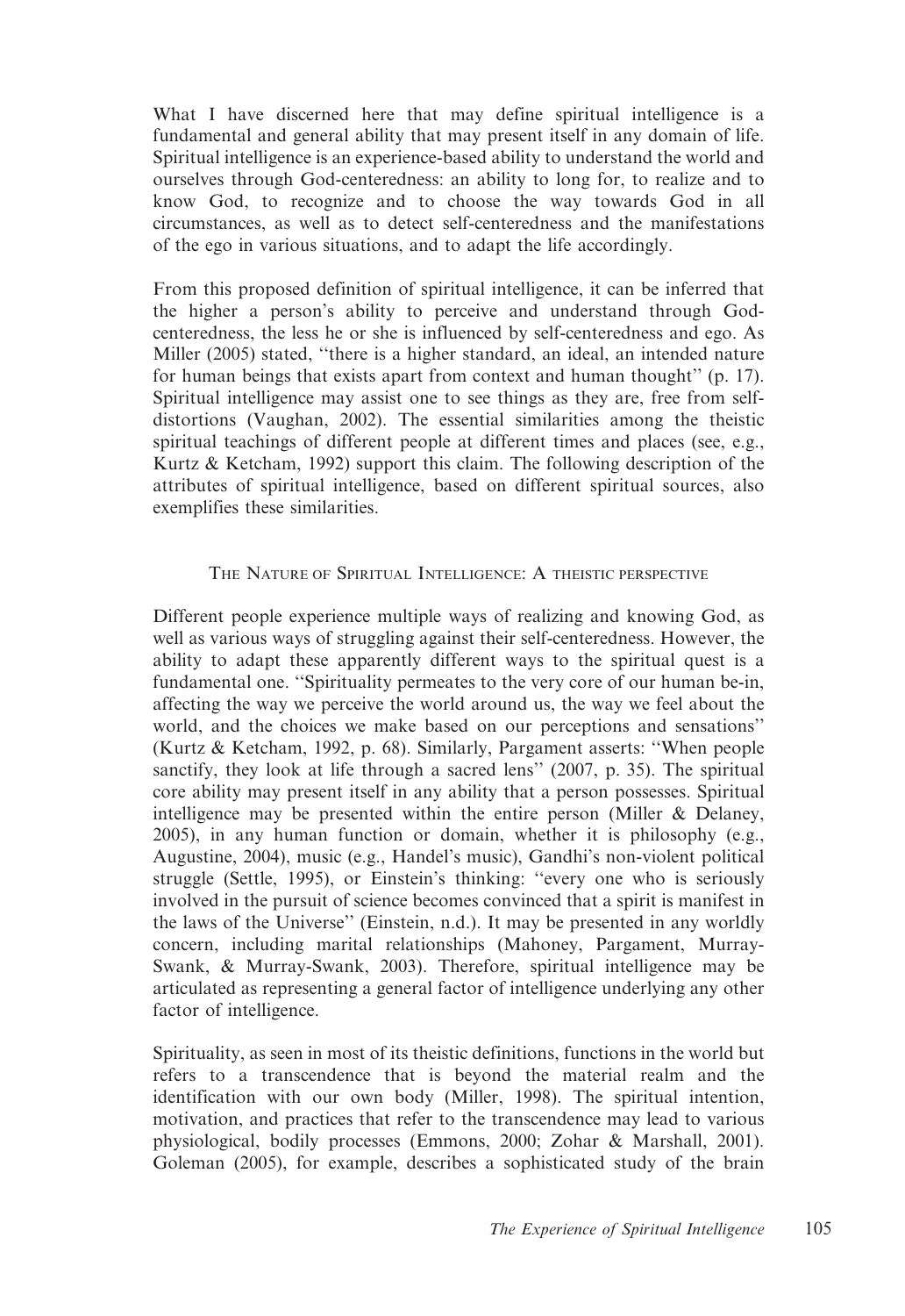What I have discerned here that may define spiritual intelligence is a fundamental and general ability that may present itself in any domain of life. Spiritual intelligence is an experience-based ability to understand the world and ourselves through God-centeredness: an ability to long for, to realize and to know God, to recognize and to choose the way towards God in all circumstances, as well as to detect self-centeredness and the manifestations of the ego in various situations, and to adapt the life accordingly.

From this proposed definition of spiritual intelligence, it can be inferred that the higher a person's ability to perceive and understand through God-centeredness, the less he or she is influenced by self-centeredness and ego. As Miller (2005) stated, "there is a higher standard, an ideal, an intended nature for human beings that exists apart from context and human thought" (p. 17). Spiritual intelligence may assist one to see things as they are, free from self-distortions (Vaughan, 2002). The essential similarities among the theistic spiritual teachings of different people at different times and places (see, e.g., Kurtz & Ketcham, 1992) support this claim. The following description of the attributes of spiritual intelligence, based on different spiritual sources, also exemplifies these similarities.

## The Nature of Spiritual Intelligence: A theistic perspective

Different people experience multiple ways of realizing and knowing God, as well as various ways of struggling against their self-centeredness. However, the ability to adapt these apparently different ways to the spiritual quest is a fundamental one. "Spirituality permeates to the very core of our human be-in, affecting the way we perceive the world around us, the way we feel about the world, and the choices we make based on our perceptions and sensations" (Kurtz & Ketcham, 1992, p. 68). Similarly, Pargament asserts: "When people sanctify, they look at life through a sacred lens" (2007, p. 35). The spiritual core ability may present itself in any ability that a person possesses. Spiritual intelligence may be presented within the entire person (Miller & Delaney, 2005), in any human function or domain, whether it is philosophy (e.g., Augustine, 2004), music (e.g., Handel's music), Gandhi's non-violent political struggle (Settle, 1995), or Einstein's thinking: "every one who is seriously involved in the pursuit of science becomes convinced that a spirit is manifest in the laws of the Universe" (Einstein, n.d.). It may be presented in any worldly concern, including marital relationships (Mahoney, Pargament, Murray-Swank, & Murray-Swank, 2003). Therefore, spiritual intelligence may be articulated as representing a general factor of intelligence underlying any other factor of intelligence.

Spirituality, as seen in most of its theistic definitions, functions in the world but refers to a transcendence that is beyond the material realm and the identification with our own body (Miller, 1998). The spiritual intention, motivation, and practices that refer to the transcendence may lead to various physiological, bodily processes (Emmons, 2000; Zohar & Marshall, 2001). Goleman (2005), for example, describes a sophisticated study of the brain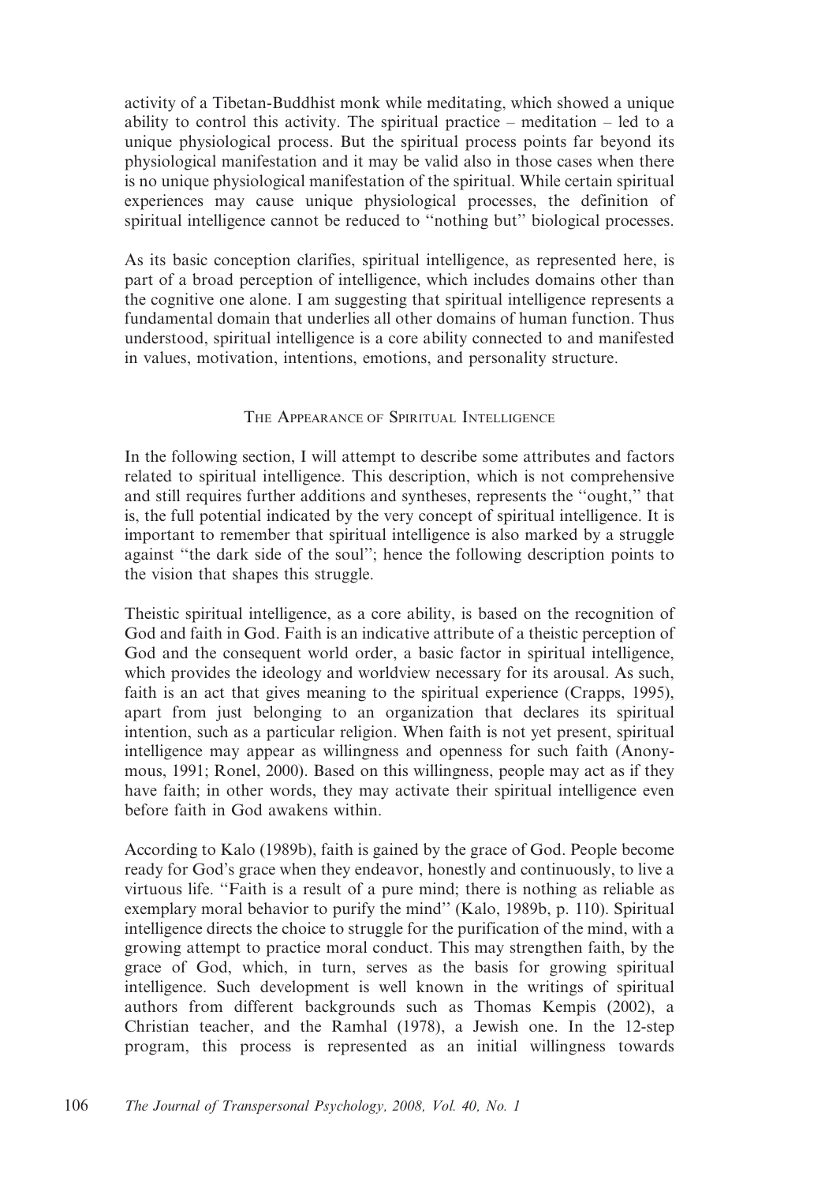activity of a Tibetan-Buddhist monk while meditating, which showed a unique ability to control this activity. The spiritual practice – meditation – led to a unique physiological process. But the spiritual process points far beyond its physiological manifestation and it may be valid also in those cases when there is no unique physiological manifestation of the spiritual. While certain spiritual experiences may cause unique physiological processes, the definition of spiritual intelligence cannot be reduced to ''nothing but'' biological processes.

As its basic conception clarifies, spiritual intelligence, as represented here, is part of a broad perception of intelligence, which includes domains other than the cognitive one alone. I am suggesting that spiritual intelligence represents a fundamental domain that underlies all other domains of human function. Thus understood, spiritual intelligence is a core ability connected to and manifested in values, motivation, intentions, emotions, and personality structure.

## The Appearance of Spiritual Intelligence

In the following section, I will attempt to describe some attributes and factors related to spiritual intelligence. This description, which is not comprehensive and still requires further additions and syntheses, represents the ''ought,'' that is, the full potential indicated by the very concept of spiritual intelligence. It is important to remember that spiritual intelligence is also marked by a struggle against ''the dark side of the soul''; hence the following description points to the vision that shapes this struggle.

Theistic spiritual intelligence, as a core ability, is based on the recognition of God and faith in God. Faith is an indicative attribute of a theistic perception of God and the consequent world order, a basic factor in spiritual intelligence, which provides the ideology and worldview necessary for its arousal. As such, faith is an act that gives meaning to the spiritual experience (Crapps, 1995), apart from just belonging to an organization that declares its spiritual intention, such as a particular religion. When faith is not yet present, spiritual intelligence may appear as willingness and openness for such faith (Anonymous, 1991; Ronel, 2000). Based on this willingness, people may act as if they have faith; in other words, they may activate their spiritual intelligence even before faith in God awakens within.

According to Kalo (1989b), faith is gained by the grace of God. People become ready for God's grace when they endeavor, honestly and continuously, to live a virtuous life. ''Faith is a result of a pure mind; there is nothing as reliable as exemplary moral behavior to purify the mind'' (Kalo, 1989b, p. 110). Spiritual intelligence directs the choice to struggle for the purification of the mind, with a growing attempt to practice moral conduct. This may strengthen faith, by the grace of God, which, in turn, serves as the basis for growing spiritual intelligence. Such development is well known in the writings of spiritual authors from different backgrounds such as Thomas Kempis (2002), a Christian teacher, and the Ramhal (1978), a Jewish one. In the 12-step program, this process is represented as an initial willingness towards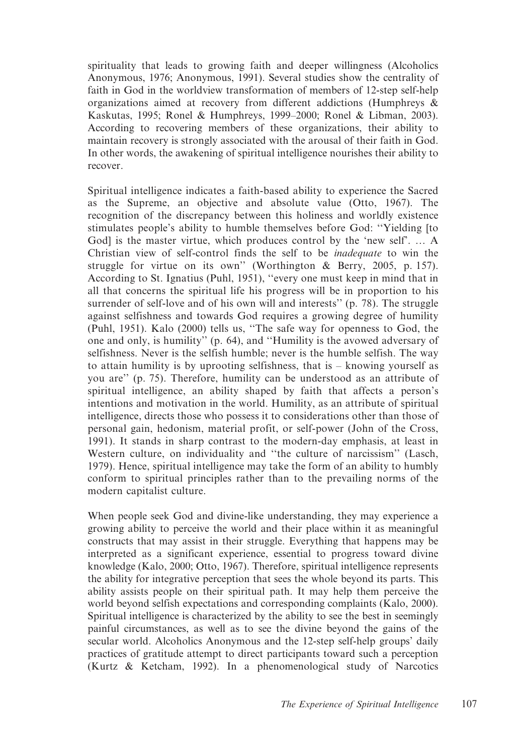spirituality that leads to growing faith and deeper willingness (Alcoholics Anonymous, 1976; Anonymous, 1991). Several studies show the centrality of faith in God in the worldview transformation of members of 12-step self-help organizations aimed at recovery from different addictions (Humphreys & Kaskutas, 1995; Ronel & Humphreys, 1999–2000; Ronel & Libman, 2003). According to recovering members of these organizations, their ability to maintain recovery is strongly associated with the arousal of their faith in God. In other words, the awakening of spiritual intelligence nourishes their ability to recover.

Spiritual intelligence indicates a faith-based ability to experience the Sacred as the Supreme, an objective and absolute value (Otto, 1967). The recognition of the discrepancy between this holiness and worldly existence stimulates people's ability to humble themselves before God: ''Yielding [to God] is the master virtue, which produces control by the 'new self'. … A Christian view of self-control finds the self to be *inadequate* to win the struggle for virtue on its own'' (Worthington & Berry, 2005, p. 157). According to St. Ignatius (Puhl, 1951), ''every one must keep in mind that in all that concerns the spiritual life his progress will be in proportion to his surrender of self-love and of his own will and interests'' (p. 78). The struggle against selfishness and towards God requires a growing degree of humility (Puhl, 1951). Kalo (2000) tells us, ''The safe way for openness to God, the one and only, is humility'' (p. 64), and ''Humility is the avowed adversary of selfishness. Never is the selfish humble; never is the humble selfish. The way to attain humility is by uprooting selfishness, that is – knowing yourself as you are'' (p. 75). Therefore, humility can be understood as an attribute of spiritual intelligence, an ability shaped by faith that affects a person's intentions and motivation in the world. Humility, as an attribute of spiritual intelligence, directs those who possess it to considerations other than those of personal gain, hedonism, material profit, or self-power (John of the Cross, 1991). It stands in sharp contrast to the modern-day emphasis, at least in Western culture, on individuality and ''the culture of narcissism'' (Lasch, 1979). Hence, spiritual intelligence may take the form of an ability to humbly conform to spiritual principles rather than to the prevailing norms of the modern capitalist culture.

When people seek God and divine-like understanding, they may experience a growing ability to perceive the world and their place within it as meaningful constructs that may assist in their struggle. Everything that happens may be interpreted as a significant experience, essential to progress toward divine knowledge (Kalo, 2000; Otto, 1967). Therefore, spiritual intelligence represents the ability for integrative perception that sees the whole beyond its parts. This ability assists people on their spiritual path. It may help them perceive the world beyond selfish expectations and corresponding complaints (Kalo, 2000). Spiritual intelligence is characterized by the ability to see the best in seemingly painful circumstances, as well as to see the divine beyond the gains of the secular world. Alcoholics Anonymous and the 12-step self-help groups' daily practices of gratitude attempt to direct participants toward such a perception (Kurtz & Ketcham, 1992). In a phenomenological study of Narcotics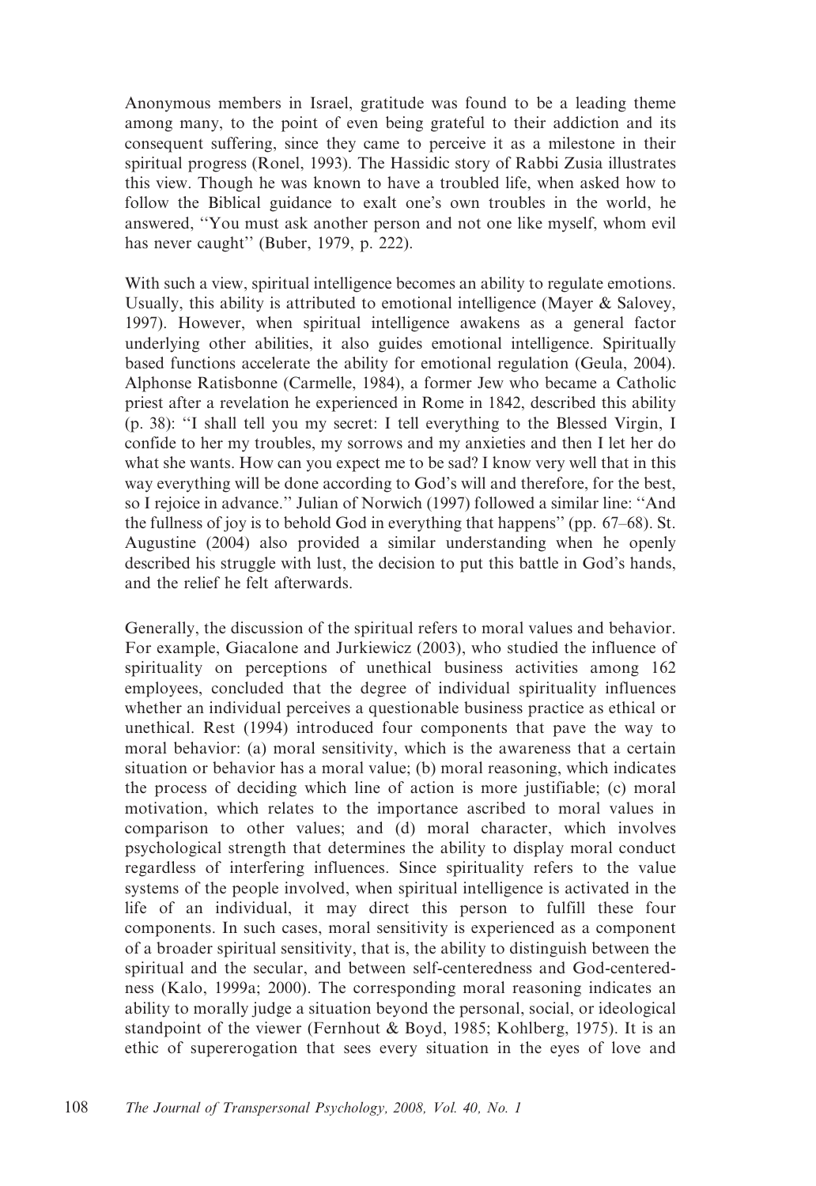Anonymous members in Israel, gratitude was found to be a leading theme among many, to the point of even being grateful to their addiction and its consequent suffering, since they came to perceive it as a milestone in their spiritual progress (Ronel, 1993). The Hassidic story of Rabbi Zusia illustrates this view. Though he was known to have a troubled life, when asked how to follow the Biblical guidance to exalt one's own troubles in the world, he answered, ''You must ask another person and not one like myself, whom evil has never caught'' (Buber, 1979, p. 222).

With such a view, spiritual intelligence becomes an ability to regulate emotions. Usually, this ability is attributed to emotional intelligence (Mayer & Salovey, 1997). However, when spiritual intelligence awakens as a general factor underlying other abilities, it also guides emotional intelligence. Spiritually based functions accelerate the ability for emotional regulation (Geula, 2004). Alphonse Ratisbonne (Carmelle, 1984), a former Jew who became a Catholic priest after a revelation he experienced in Rome in 1842, described this ability (p. 38): ''I shall tell you my secret: I tell everything to the Blessed Virgin, I confide to her my troubles, my sorrows and my anxieties and then I let her do what she wants. How can you expect me to be sad? I know very well that in this way everything will be done according to God's will and therefore, for the best, so I rejoice in advance.'' Julian of Norwich (1997) followed a similar line: ''And the fullness of joy is to behold God in everything that happens'' (pp. 67–68). St. Augustine (2004) also provided a similar understanding when he openly described his struggle with lust, the decision to put this battle in God's hands, and the relief he felt afterwards.

Generally, the discussion of the spiritual refers to moral values and behavior. For example, Giacalone and Jurkiewicz (2003), who studied the influence of spirituality on perceptions of unethical business activities among 162 employees, concluded that the degree of individual spirituality influences whether an individual perceives a questionable business practice as ethical or unethical. Rest (1994) introduced four components that pave the way to moral behavior: (a) moral sensitivity, which is the awareness that a certain situation or behavior has a moral value; (b) moral reasoning, which indicates the process of deciding which line of action is more justifiable; (c) moral motivation, which relates to the importance ascribed to moral values in comparison to other values; and (d) moral character, which involves psychological strength that determines the ability to display moral conduct regardless of interfering influences. Since spirituality refers to the value systems of the people involved, when spiritual intelligence is activated in the life of an individual, it may direct this person to fulfill these four components. In such cases, moral sensitivity is experienced as a component of a broader spiritual sensitivity, that is, the ability to distinguish between the spiritual and the secular, and between self-centeredness and God-centeredness (Kalo, 1999a; 2000). The corresponding moral reasoning indicates an ability to morally judge a situation beyond the personal, social, or ideological standpoint of the viewer (Fernhout & Boyd, 1985; Kohlberg, 1975). It is an ethic of supererogation that sees every situation in the eyes of love and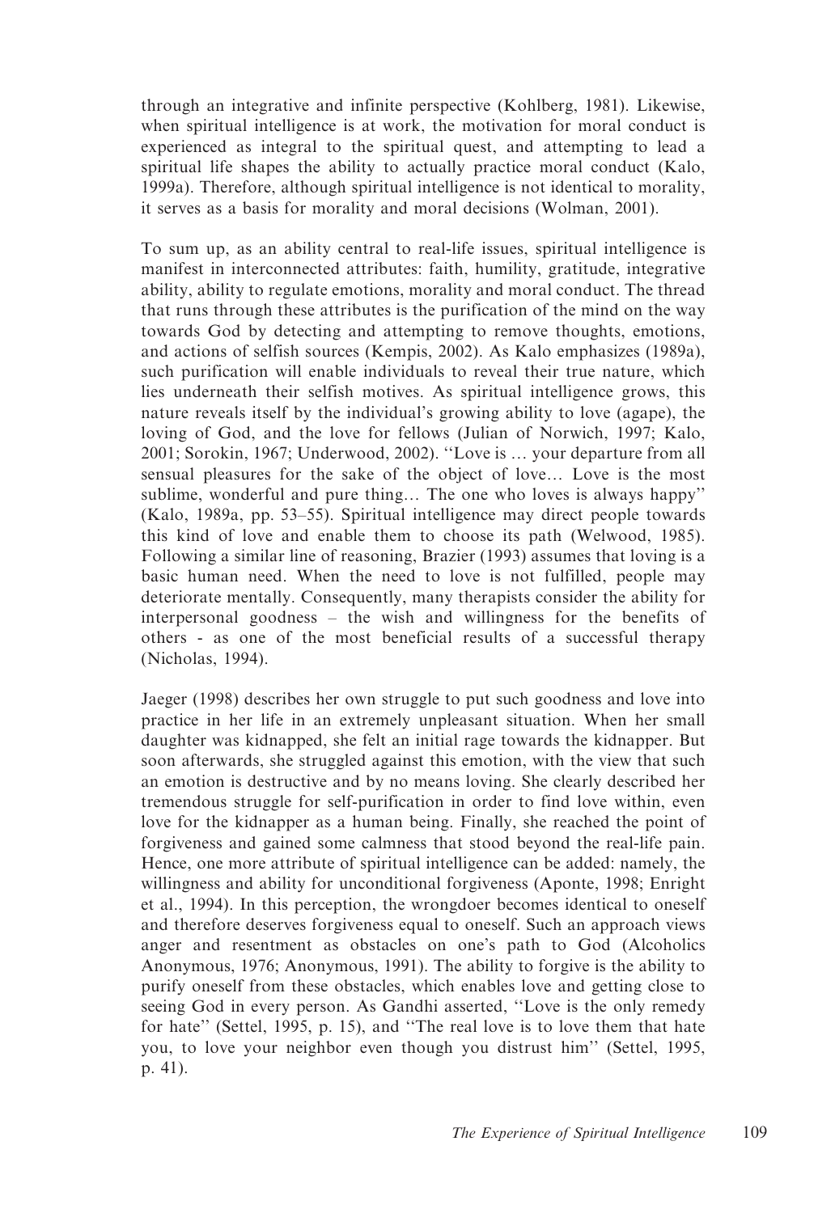through an integrative and infinite perspective (Kohlberg, 1981). Likewise, when spiritual intelligence is at work, the motivation for moral conduct is experienced as integral to the spiritual quest, and attempting to lead a spiritual life shapes the ability to actually practice moral conduct (Kalo, 1999a). Therefore, although spiritual intelligence is not identical to morality, it serves as a basis for morality and moral decisions (Wolman, 2001).

To sum up, as an ability central to real-life issues, spiritual intelligence is manifest in interconnected attributes: faith, humility, gratitude, integrative ability, ability to regulate emotions, morality and moral conduct. The thread that runs through these attributes is the purification of the mind on the way towards God by detecting and attempting to remove thoughts, emotions, and actions of selfish sources (Kempis, 2002). As Kalo emphasizes (1989a), such purification will enable individuals to reveal their true nature, which lies underneath their selfish motives. As spiritual intelligence grows, this nature reveals itself by the individual's growing ability to love (agape), the loving of God, and the love for fellows (Julian of Norwich, 1997; Kalo, 2001; Sorokin, 1967; Underwood, 2002). ''Love is … your departure from all sensual pleasures for the sake of the object of love… Love is the most sublime, wonderful and pure thing… The one who loves is always happy'' (Kalo, 1989a, pp. 53–55). Spiritual intelligence may direct people towards this kind of love and enable them to choose its path (Welwood, 1985). Following a similar line of reasoning, Brazier (1993) assumes that loving is a basic human need. When the need to love is not fulfilled, people may deteriorate mentally. Consequently, many therapists consider the ability for interpersonal goodness – the wish and willingness for the benefits of others - as one of the most beneficial results of a successful therapy (Nicholas, 1994).

Jaeger (1998) describes her own struggle to put such goodness and love into practice in her life in an extremely unpleasant situation. When her small daughter was kidnapped, she felt an initial rage towards the kidnapper. But soon afterwards, she struggled against this emotion, with the view that such an emotion is destructive and by no means loving. She clearly described her tremendous struggle for self-purification in order to find love within, even love for the kidnapper as a human being. Finally, she reached the point of forgiveness and gained some calmness that stood beyond the real-life pain. Hence, one more attribute of spiritual intelligence can be added: namely, the willingness and ability for unconditional forgiveness (Aponte, 1998; Enright et al., 1994). In this perception, the wrongdoer becomes identical to oneself and therefore deserves forgiveness equal to oneself. Such an approach views anger and resentment as obstacles on one's path to God (Alcoholics Anonymous, 1976; Anonymous, 1991). The ability to forgive is the ability to purify oneself from these obstacles, which enables love and getting close to seeing God in every person. As Gandhi asserted, ''Love is the only remedy for hate'' (Settel, 1995, p. 15), and ''The real love is to love them that hate you, to love your neighbor even though you distrust him'' (Settel, 1995, p. 41).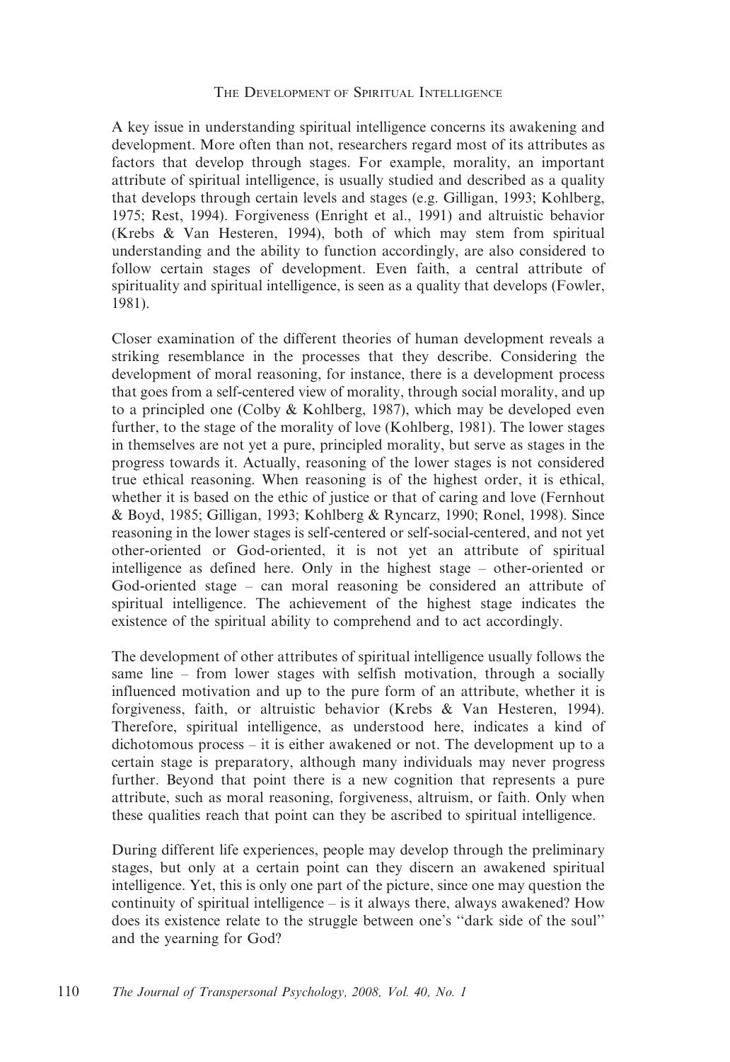## The Development of Spiritual Intelligence

A key issue in understanding spiritual intelligence concerns its awakening and development. More often than not, researchers regard most of its attributes as factors that develop through stages. For example, morality, an important attribute of spiritual intelligence, is usually studied and described as a quality that develops through certain levels and stages (e.g. Gilligan, 1993; Kohlberg, 1975; Rest, 1994). Forgiveness (Enright et al., 1991) and altruistic behavior (Krebs & Van Hesteren, 1994), both of which may stem from spiritual understanding and the ability to function accordingly, are also considered to follow certain stages of development. Even faith, a central attribute of spirituality and spiritual intelligence, is seen as a quality that develops (Fowler, 1981).

Closer examination of the different theories of human development reveals a striking resemblance in the processes that they describe. Considering the development of moral reasoning, for instance, there is a development process that goes from a self-centered view of morality, through social morality, and up to a principled one (Colby & Kohlberg, 1987), which may be developed even further, to the stage of the morality of love (Kohlberg, 1981). The lower stages in themselves are not yet a pure, principled morality, but serve as stages in the progress towards it. Actually, reasoning of the lower stages is not considered true ethical reasoning. When reasoning is of the highest order, it is ethical, whether it is based on the ethic of justice or that of caring and love (Fernhout & Boyd, 1985; Gilligan, 1993; Kohlberg & Ryncarz, 1990; Ronel, 1998). Since reasoning in the lower stages is self-centered or self-social-centered, and not yet other-oriented or God-oriented, it is not yet an attribute of spiritual intelligence as defined here. Only in the highest stage – other-oriented or God-oriented stage – can moral reasoning be considered an attribute of spiritual intelligence. The achievement of the highest stage indicates the existence of the spiritual ability to comprehend and to act accordingly.

The development of other attributes of spiritual intelligence usually follows the same line – from lower stages with selfish motivation, through a socially influenced motivation and up to the pure form of an attribute, whether it is forgiveness, faith, or altruistic behavior (Krebs & Van Hesteren, 1994). Therefore, spiritual intelligence, as understood here, indicates a kind of dichotomous process – it is either awakened or not. The development up to a certain stage is preparatory, although many individuals may never progress further. Beyond that point there is a new cognition that represents a pure attribute, such as moral reasoning, forgiveness, altruism, or faith. Only when these qualities reach that point can they be ascribed to spiritual intelligence.

During different life experiences, people may develop through the preliminary stages, but only at a certain point can they discern an awakened spiritual intelligence. Yet, this is only one part of the picture, since one may question the continuity of spiritual intelligence – is it always there, always awakened? How does its existence relate to the struggle between one's "dark side of the soul" and the yearning for God?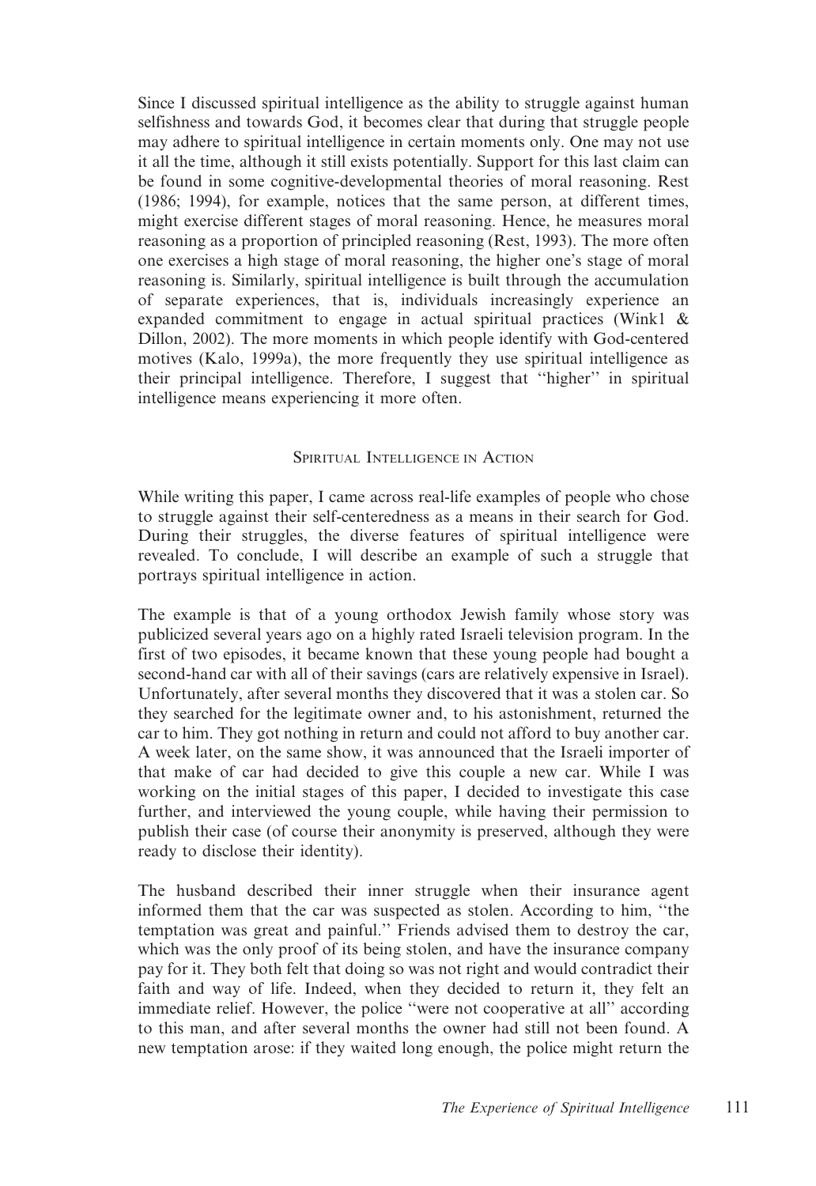Since I discussed spiritual intelligence as the ability to struggle against human selfishness and towards God, it becomes clear that during that struggle people may adhere to spiritual intelligence in certain moments only. One may not use it all the time, although it still exists potentially. Support for this last claim can be found in some cognitive-developmental theories of moral reasoning. Rest (1986; 1994), for example, notices that the same person, at different times, might exercise different stages of moral reasoning. Hence, he measures moral reasoning as a proportion of principled reasoning (Rest, 1993). The more often one exercises a high stage of moral reasoning, the higher one's stage of moral reasoning is. Similarly, spiritual intelligence is built through the accumulation of separate experiences, that is, individuals increasingly experience an expanded commitment to engage in actual spiritual practices (Wink1 & Dillon, 2002). The more moments in which people identify with God-centered motives (Kalo, 1999a), the more frequently they use spiritual intelligence as their principal intelligence. Therefore, I suggest that ''higher'' in spiritual intelligence means experiencing it more often.

## Spiritual Intelligence in Action

While writing this paper, I came across real-life examples of people who chose to struggle against their self-centeredness as a means in their search for God. During their struggles, the diverse features of spiritual intelligence were revealed. To conclude, I will describe an example of such a struggle that portrays spiritual intelligence in action.

The example is that of a young orthodox Jewish family whose story was publicized several years ago on a highly rated Israeli television program. In the first of two episodes, it became known that these young people had bought a second-hand car with all of their savings (cars are relatively expensive in Israel). Unfortunately, after several months they discovered that it was a stolen car. So they searched for the legitimate owner and, to his astonishment, returned the car to him. They got nothing in return and could not afford to buy another car. A week later, on the same show, it was announced that the Israeli importer of that make of car had decided to give this couple a new car. While I was working on the initial stages of this paper, I decided to investigate this case further, and interviewed the young couple, while having their permission to publish their case (of course their anonymity is preserved, although they were ready to disclose their identity).

The husband described their inner struggle when their insurance agent informed them that the car was suspected as stolen. According to him, ''the temptation was great and painful.'' Friends advised them to destroy the car, which was the only proof of its being stolen, and have the insurance company pay for it. They both felt that doing so was not right and would contradict their faith and way of life. Indeed, when they decided to return it, they felt an immediate relief. However, the police ''were not cooperative at all'' according to this man, and after several months the owner had still not been found. A new temptation arose: if they waited long enough, the police might return the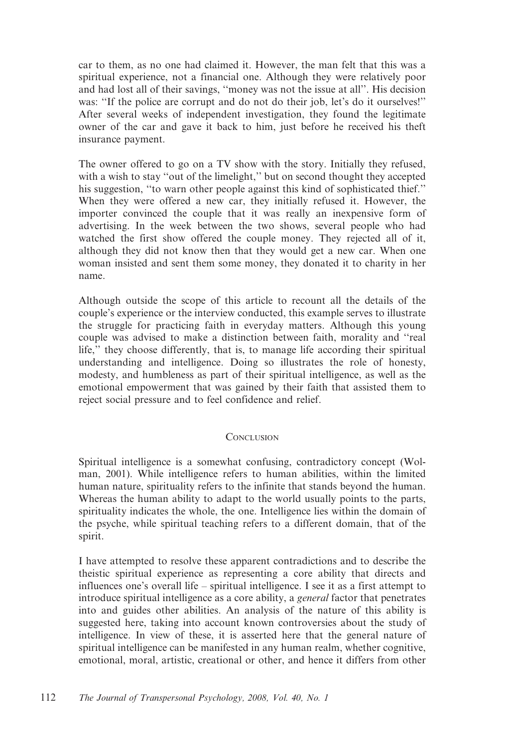car to them, as no one had claimed it. However, the man felt that this was a spiritual experience, not a financial one. Although they were relatively poor and had lost all of their savings, ''money was not the issue at all''. His decision was: ''If the police are corrupt and do not do their job, let's do it ourselves!'' After several weeks of independent investigation, they found the legitimate owner of the car and gave it back to him, just before he received his theft insurance payment.

The owner offered to go on a TV show with the story. Initially they refused, with a wish to stay ''out of the limelight,'' but on second thought they accepted his suggestion, ''to warn other people against this kind of sophisticated thief.'' When they were offered a new car, they initially refused it. However, the importer convinced the couple that it was really an inexpensive form of advertising. In the week between the two shows, several people who had watched the first show offered the couple money. They rejected all of it, although they did not know then that they would get a new car. When one woman insisted and sent them some money, they donated it to charity in her name.

Although outside the scope of this article to recount all the details of the couple's experience or the interview conducted, this example serves to illustrate the struggle for practicing faith in everyday matters. Although this young couple was advised to make a distinction between faith, morality and ''real life,'' they choose differently, that is, to manage life according their spiritual understanding and intelligence. Doing so illustrates the role of honesty, modesty, and humbleness as part of their spiritual intelligence, as well as the emotional empowerment that was gained by their faith that assisted them to reject social pressure and to feel confidence and relief.

## Conclusion

Spiritual intelligence is a somewhat confusing, contradictory concept (Wolman, 2001). While intelligence refers to human abilities, within the limited human nature, spirituality refers to the infinite that stands beyond the human. Whereas the human ability to adapt to the world usually points to the parts, spirituality indicates the whole, the one. Intelligence lies within the domain of the psyche, while spiritual teaching refers to a different domain, that of the spirit.

I have attempted to resolve these apparent contradictions and to describe the theistic spiritual experience as representing a core ability that directs and influences one's overall life – spiritual intelligence. I see it as a first attempt to introduce spiritual intelligence as a core ability, a *general* factor that penetrates into and guides other abilities. An analysis of the nature of this ability is suggested here, taking into account known controversies about the study of intelligence. In view of these, it is asserted here that the general nature of spiritual intelligence can be manifested in any human realm, whether cognitive, emotional, moral, artistic, creational or other, and hence it differs from other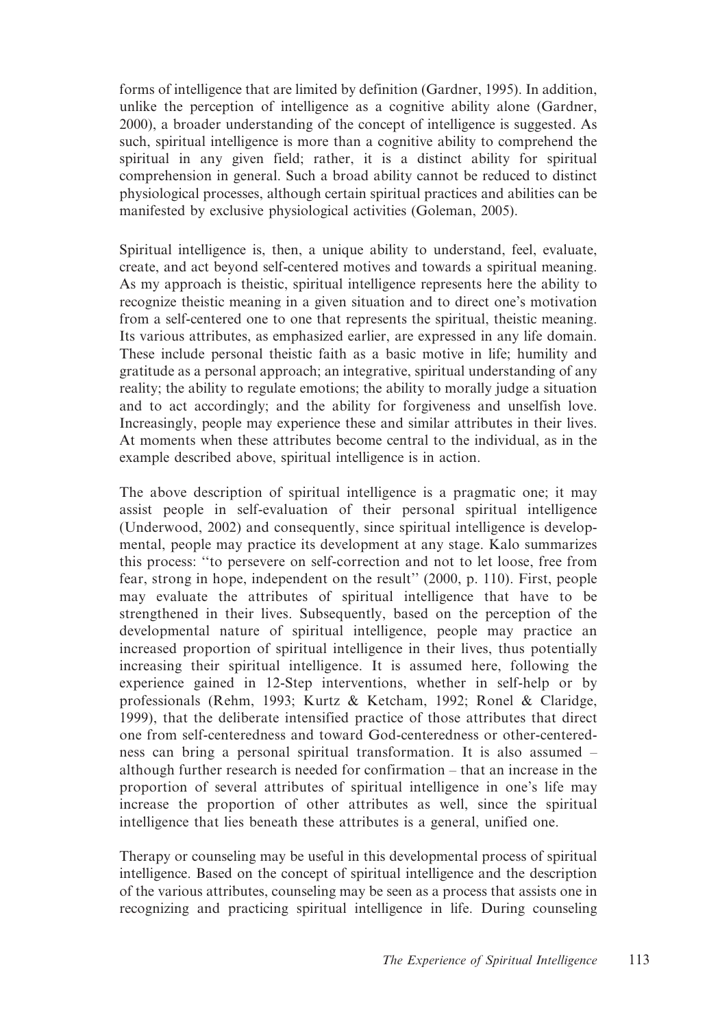forms of intelligence that are limited by definition (Gardner, 1995). In addition, unlike the perception of intelligence as a cognitive ability alone (Gardner, 2000), a broader understanding of the concept of intelligence is suggested. As such, spiritual intelligence is more than a cognitive ability to comprehend the spiritual in any given field; rather, it is a distinct ability for spiritual comprehension in general. Such a broad ability cannot be reduced to distinct physiological processes, although certain spiritual practices and abilities can be manifested by exclusive physiological activities (Goleman, 2005).

Spiritual intelligence is, then, a unique ability to understand, feel, evaluate, create, and act beyond self-centered motives and towards a spiritual meaning. As my approach is theistic, spiritual intelligence represents here the ability to recognize theistic meaning in a given situation and to direct one's motivation from a self-centered one to one that represents the spiritual, theistic meaning. Its various attributes, as emphasized earlier, are expressed in any life domain. These include personal theistic faith as a basic motive in life; humility and gratitude as a personal approach; an integrative, spiritual understanding of any reality; the ability to regulate emotions; the ability to morally judge a situation and to act accordingly; and the ability for forgiveness and unselfish love. Increasingly, people may experience these and similar attributes in their lives. At moments when these attributes become central to the individual, as in the example described above, spiritual intelligence is in action.

The above description of spiritual intelligence is a pragmatic one; it may assist people in self-evaluation of their personal spiritual intelligence (Underwood, 2002) and consequently, since spiritual intelligence is developmental, people may practice its development at any stage. Kalo summarizes this process: ''to persevere on self-correction and not to let loose, free from fear, strong in hope, independent on the result'' (2000, p. 110). First, people may evaluate the attributes of spiritual intelligence that have to be strengthened in their lives. Subsequently, based on the perception of the developmental nature of spiritual intelligence, people may practice an increased proportion of spiritual intelligence in their lives, thus potentially increasing their spiritual intelligence. It is assumed here, following the experience gained in 12-Step interventions, whether in self-help or by professionals (Rehm, 1993; Kurtz & Ketcham, 1992; Ronel & Claridge, 1999), that the deliberate intensified practice of those attributes that direct one from self-centeredness and toward God-centeredness or other-centeredness can bring a personal spiritual transformation. It is also assumed – although further research is needed for confirmation – that an increase in the proportion of several attributes of spiritual intelligence in one's life may increase the proportion of other attributes as well, since the spiritual intelligence that lies beneath these attributes is a general, unified one.

Therapy or counseling may be useful in this developmental process of spiritual intelligence. Based on the concept of spiritual intelligence and the description of the various attributes, counseling may be seen as a process that assists one in recognizing and practicing spiritual intelligence in life. During counseling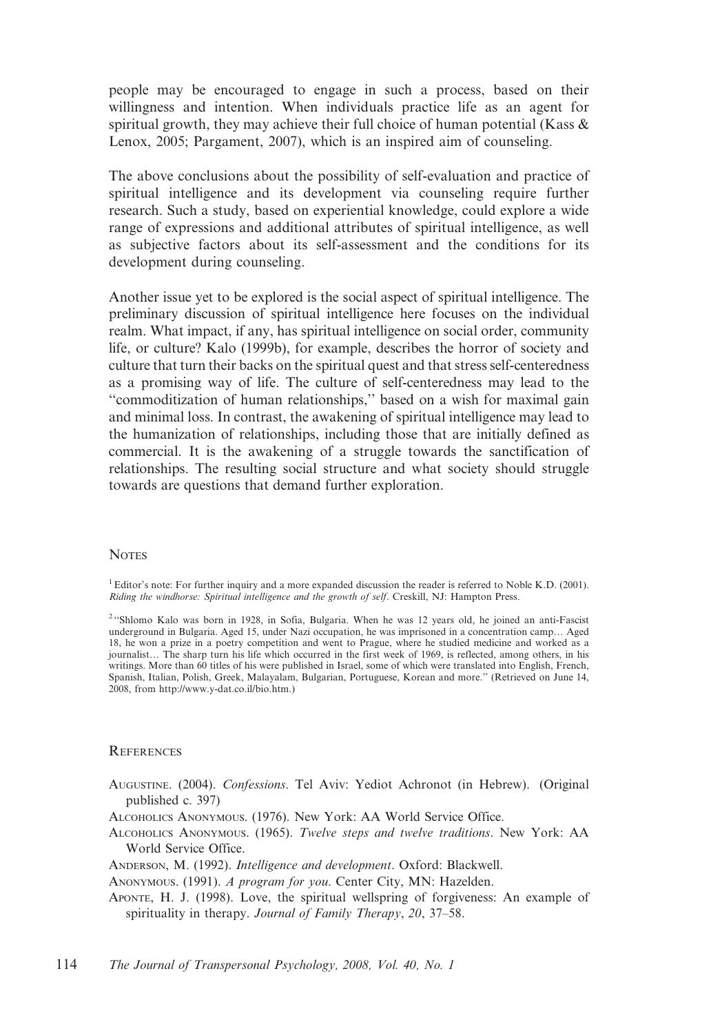people may be encouraged to engage in such a process, based on their willingness and intention. When individuals practice life as an agent for spiritual growth, they may achieve their full choice of human potential (Kass & Lenox, 2005; Pargament, 2007), which is an inspired aim of counseling.

The above conclusions about the possibility of self-evaluation and practice of spiritual intelligence and its development via counseling require further research. Such a study, based on experiential knowledge, could explore a wide range of expressions and additional attributes of spiritual intelligence, as well as subjective factors about its self-assessment and the conditions for its development during counseling.

Another issue yet to be explored is the social aspect of spiritual intelligence. The preliminary discussion of spiritual intelligence here focuses on the individual realm. What impact, if any, has spiritual intelligence on social order, community life, or culture? Kalo (1999b), for example, describes the horror of society and culture that turn their backs on the spiritual quest and that stress self-centeredness as a promising way of life. The culture of self-centeredness may lead to the ''commoditization of human relationships,'' based on a wish for maximal gain and minimal loss. In contrast, the awakening of spiritual intelligence may lead to the humanization of relationships, including those that are initially defined as commercial. It is the awakening of a struggle towards the sanctification of relationships. The resulting social structure and what society should struggle towards are questions that demand further exploration.

## Notes

[1] Editor's note: For further inquiry and a more expanded discussion the reader is referred to Noble K.D. (2001). *Riding the windhorse: Spiritual intelligence and the growth of self*. Creskill, NJ: Hampton Press.

[2] ''Shlomo Kalo was born in 1928, in Sofia, Bulgaria. When he was 12 years old, he joined an anti-Fascist underground in Bulgaria. Aged 15, under Nazi occupation, he was imprisoned in a concentration camp… Aged 18, he won a prize in a poetry competition and went to Prague, where he studied medicine and worked as a journalist… The sharp turn his life which occurred in the first week of 1969, is reflected, among others, in his writings. More than 60 titles of his were published in Israel, some of which were translated into English, French, Spanish, Italian, Polish, Greek, Malayalam, Bulgarian, Portuguese, Korean and more.'' (Retrieved on June 14, 2008, from http://www.y-dat.co.il/bio.htm.)

## References

Augustine. (2004). *Confessions*. Tel Aviv: Yediot Achronot (in Hebrew). (Original published c. 397)

Alcoholics Anonymous. (1976). New York: AA World Service Office.

Alcoholics Anonymous. (1965). *Twelve steps and twelve traditions*. New York: AA World Service Office.

Anderson, M. (1992). *Intelligence and development*. Oxford: Blackwell.

Anonymous. (1991). *A program for you*. Center City, MN: Hazelden.

Aponte, H. J. (1998). Love, the spiritual wellspring of forgiveness: An example of spirituality in therapy. *Journal of Family Therapy*, *20*, 37–58.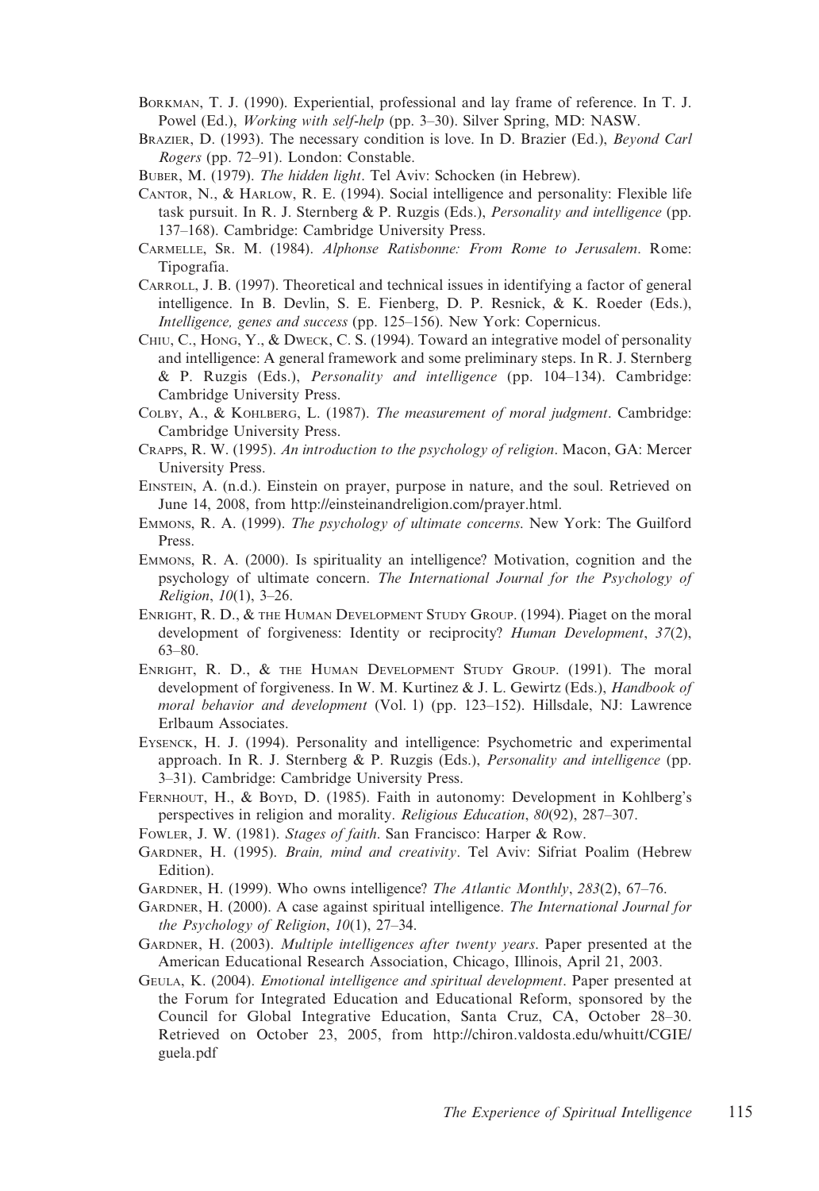Borkman, T. J. (1990). Experiential, professional and lay frame of reference. In T. J. Powel (Ed.), *Working with self-help* (pp. 3–30). Silver Spring, MD: NASW.

Brazier, D. (1993). The necessary condition is love. In D. Brazier (Ed.), *Beyond Carl Rogers* (pp. 72–91). London: Constable.

Buber, M. (1979). *The hidden light*. Tel Aviv: Schocken (in Hebrew).

Cantor, N., & Harlow, R. E. (1994). Social intelligence and personality: Flexible life task pursuit. In R. J. Sternberg & P. Ruzgis (Eds.), *Personality and intelligence* (pp. 137–168). Cambridge: Cambridge University Press.

Carmelle, Sr. M. (1984). *Alphonse Ratisbonne: From Rome to Jerusalem*. Rome: Tipografia.

Carroll, J. B. (1997). Theoretical and technical issues in identifying a factor of general intelligence. In B. Devlin, S. E. Fienberg, D. P. Resnick, & K. Roeder (Eds.), *Intelligence, genes and success* (pp. 125–156). New York: Copernicus.

Chiu, C., Hong, Y., & Dweck, C. S. (1994). Toward an integrative model of personality and intelligence: A general framework and some preliminary steps. In R. J. Sternberg & P. Ruzgis (Eds.), *Personality and intelligence* (pp. 104–134). Cambridge: Cambridge University Press.

Colby, A., & Kohlberg, L. (1987). *The measurement of moral judgment*. Cambridge: Cambridge University Press.

Crapps, R. W. (1995). *An introduction to the psychology of religion*. Macon, GA: Mercer University Press.

Einstein, A. (n.d.). Einstein on prayer, purpose in nature, and the soul. Retrieved on June 14, 2008, from http://einsteinandreligion.com/prayer.html.

Emmons, R. A. (1999). *The psychology of ultimate concerns*. New York: The Guilford Press.

Emmons, R. A. (2000). Is spirituality an intelligence? Motivation, cognition and the psychology of ultimate concern. *The International Journal for the Psychology of Religion*, *10*(1), 3–26.

Enright, R. D., & the Human Development Study Group. (1994). Piaget on the moral development of forgiveness: Identity or reciprocity? *Human Development*, *37*(2), 63–80.

Enright, R. D., & the Human Development Study Group. (1991). The moral development of forgiveness. In W. M. Kurtinez & J. L. Gewirtz (Eds.), *Handbook of moral behavior and development* (Vol. 1) (pp. 123–152). Hillsdale, NJ: Lawrence Erlbaum Associates.

Eysenck, H. J. (1994). Personality and intelligence: Psychometric and experimental approach. In R. J. Sternberg & P. Ruzgis (Eds.), *Personality and intelligence* (pp. 3–31). Cambridge: Cambridge University Press.

Fernhout, H., & Boyd, D. (1985). Faith in autonomy: Development in Kohlberg's perspectives in religion and morality. *Religious Education*, *80*(92), 287–307.

Fowler, J. W. (1981). *Stages of faith*. San Francisco: Harper & Row.

Gardner, H. (1995). *Brain, mind and creativity*. Tel Aviv: Sifriat Poalim (Hebrew Edition).

Gardner, H. (1999). Who owns intelligence? *The Atlantic Monthly*, *283*(2), 67–76.

Gardner, H. (2000). A case against spiritual intelligence. *The International Journal for the Psychology of Religion*, *10*(1), 27–34.

Gardner, H. (2003). *Multiple intelligences after twenty years*. Paper presented at the American Educational Research Association, Chicago, Illinois, April 21, 2003.

Geula, K. (2004). *Emotional intelligence and spiritual development*. Paper presented at the Forum for Integrated Education and Educational Reform, sponsored by the Council for Global Integrative Education, Santa Cruz, CA, October 28–30. Retrieved on October 23, 2005, from http://chiron.valdosta.edu/whuitt/CGIE/guela.pdf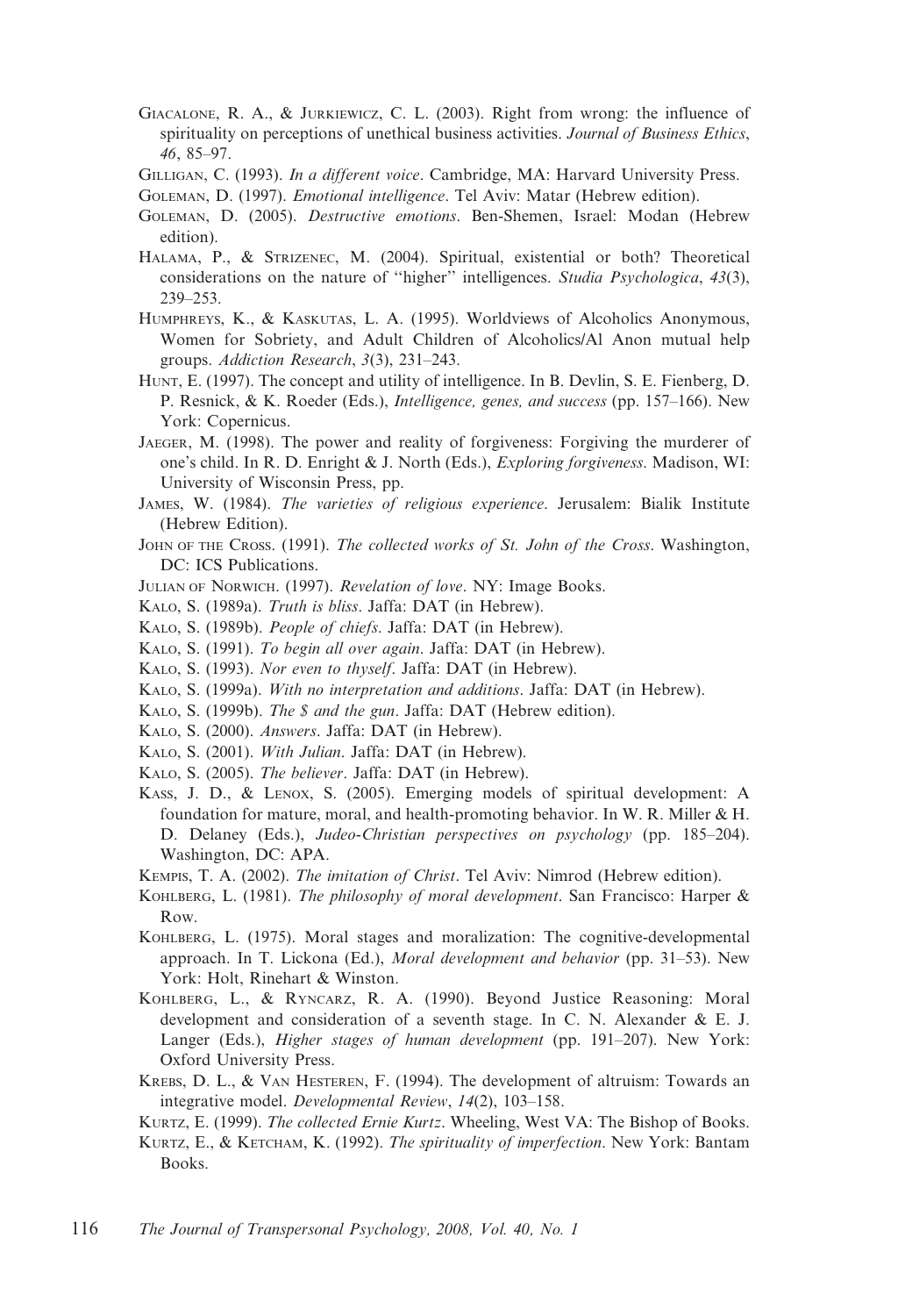Giacalone, R. A., & Jurkiewicz, C. L. (2003). Right from wrong: the influence of spirituality on perceptions of unethical business activities. *Journal of Business Ethics*, *46*, 85–97.

Gilligan, C. (1993). *In a different voice*. Cambridge, MA: Harvard University Press.

Goleman, D. (1997). *Emotional intelligence*. Tel Aviv: Matar (Hebrew edition).

Goleman, D. (2005). *Destructive emotions*. Ben-Shemen, Israel: Modan (Hebrew edition).

Halama, P., & Strizenec, M. (2004). Spiritual, existential or both? Theoretical considerations on the nature of "higher" intelligences. *Studia Psychologica*, *43*(3), 239–253.

Humphreys, K., & Kaskutas, L. A. (1995). Worldviews of Alcoholics Anonymous, Women for Sobriety, and Adult Children of Alcoholics/Al Anon mutual help groups. *Addiction Research*, *3*(3), 231–243.

Hunt, E. (1997). The concept and utility of intelligence. In B. Devlin, S. E. Fienberg, D. P. Resnick, & K. Roeder (Eds.), *Intelligence, genes, and success* (pp. 157–166). New York: Copernicus.

Jaeger, M. (1998). The power and reality of forgiveness: Forgiving the murderer of one's child. In R. D. Enright & J. North (Eds.), *Exploring forgiveness*. Madison, WI: University of Wisconsin Press, pp.

James, W. (1984). *The varieties of religious experience*. Jerusalem: Bialik Institute (Hebrew Edition).

John of the Cross. (1991). *The collected works of St. John of the Cross*. Washington, DC: ICS Publications.

Julian of Norwich. (1997). *Revelation of love*. NY: Image Books.

Kalo, S. (1989a). *Truth is bliss*. Jaffa: DAT (in Hebrew).

Kalo, S. (1989b). *People of chiefs*. Jaffa: DAT (in Hebrew).

Kalo, S. (1991). *To begin all over again*. Jaffa: DAT (in Hebrew).

Kalo, S. (1993). *Nor even to thyself*. Jaffa: DAT (in Hebrew).

Kalo, S. (1999a). *With no interpretation and additions*. Jaffa: DAT (in Hebrew).

Kalo, S. (1999b). *The $ and the gun*. Jaffa: DAT (Hebrew edition).

Kalo, S. (2000). *Answers*. Jaffa: DAT (in Hebrew).

Kalo, S. (2001). *With Julian*. Jaffa: DAT (in Hebrew).

Kalo, S. (2005). *The believer*. Jaffa: DAT (in Hebrew).

Kass, J. D., & Lenox, S. (2005). Emerging models of spiritual development: A foundation for mature, moral, and health-promoting behavior. In W. R. Miller & H. D. Delaney (Eds.), *Judeo-Christian perspectives on psychology* (pp. 185–204). Washington, DC: APA.

Kempis, T. A. (2002). *The imitation of Christ*. Tel Aviv: Nimrod (Hebrew edition).

Kohlberg, L. (1981). *The philosophy of moral development*. San Francisco: Harper & Row.

Kohlberg, L. (1975). Moral stages and moralization: The cognitive-developmental approach. In T. Lickona (Ed.), *Moral development and behavior* (pp. 31–53). New York: Holt, Rinehart & Winston.

Kohlberg, L., & Ryncarz, R. A. (1990). Beyond Justice Reasoning: Moral development and consideration of a seventh stage. In C. N. Alexander & E. J. Langer (Eds.), *Higher stages of human development* (pp. 191–207). New York: Oxford University Press.

Krebs, D. L., & Van Hesteren, F. (1994). The development of altruism: Towards an integrative model. *Developmental Review*, *14*(2), 103–158.

Kurtz, E. (1999). *The collected Ernie Kurtz*. Wheeling, West VA: The Bishop of Books.

Kurtz, E., & Ketcham, K. (1992). *The spirituality of imperfection*. New York: Bantam Books.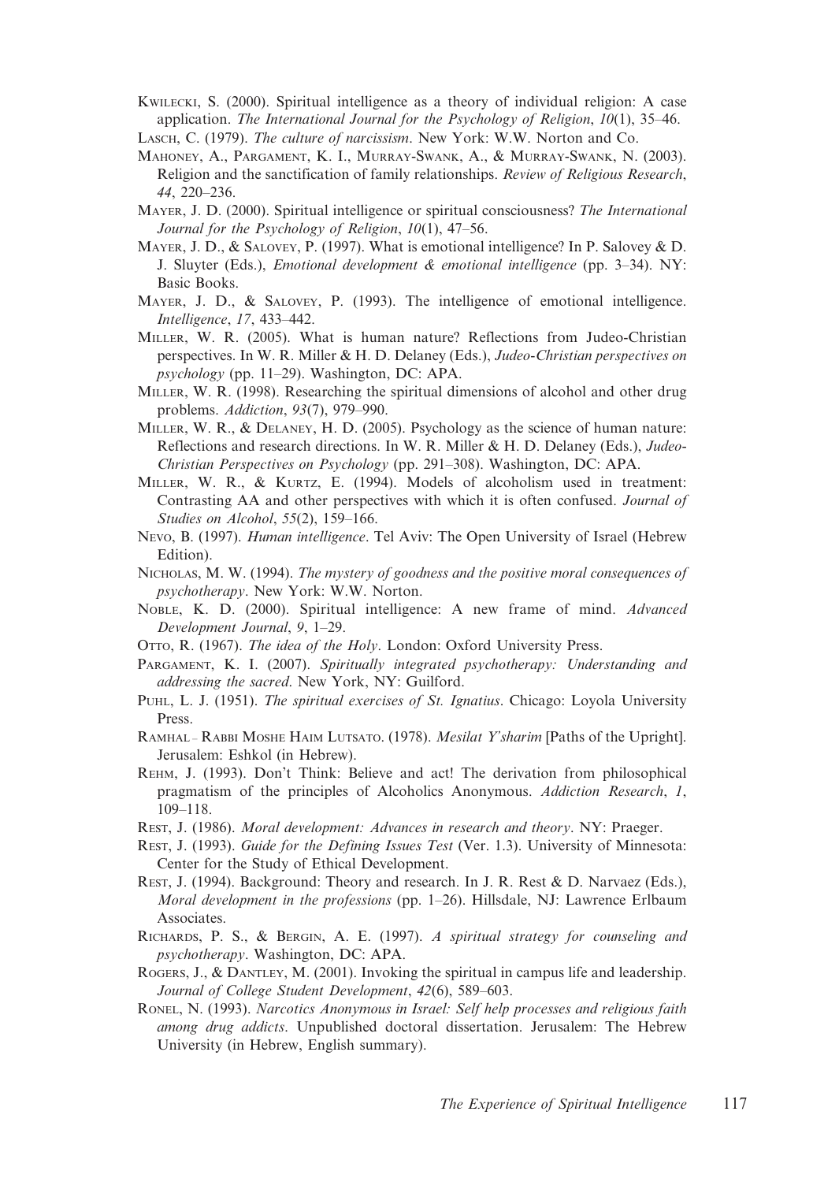Kwilecki, S. (2000). Spiritual intelligence as a theory of individual religion: A case application. *The International Journal for the Psychology of Religion*, *10*(1), 35–46.

Lasch, C. (1979). *The culture of narcissism*. New York: W.W. Norton and Co.

Mahoney, A., Pargament, K. I., Murray-Swank, A., & Murray-Swank, N. (2003). Religion and the sanctification of family relationships. *Review of Religious Research*, *44*, 220–236.

Mayer, J. D. (2000). Spiritual intelligence or spiritual consciousness? *The International Journal for the Psychology of Religion*, *10*(1), 47–56.

Mayer, J. D., & Salovey, P. (1997). What is emotional intelligence? In P. Salovey & D. J. Sluyter (Eds.), *Emotional development & emotional intelligence* (pp. 3–34). NY: Basic Books.

Mayer, J. D., & Salovey, P. (1993). The intelligence of emotional intelligence. *Intelligence*, *17*, 433–442.

Miller, W. R. (2005). What is human nature? Reflections from Judeo-Christian perspectives. In W. R. Miller & H. D. Delaney (Eds.), *Judeo-Christian perspectives on psychology* (pp. 11–29). Washington, DC: APA.

Miller, W. R. (1998). Researching the spiritual dimensions of alcohol and other drug problems. *Addiction*, *93*(7), 979–990.

Miller, W. R., & Delaney, H. D. (2005). Psychology as the science of human nature: Reflections and research directions. In W. R. Miller & H. D. Delaney (Eds.), *Judeo-Christian Perspectives on Psychology* (pp. 291–308). Washington, DC: APA.

Miller, W. R., & Kurtz, E. (1994). Models of alcoholism used in treatment: Contrasting AA and other perspectives with which it is often confused. *Journal of Studies on Alcohol*, *55*(2), 159–166.

Nevo, B. (1997). *Human intelligence*. Tel Aviv: The Open University of Israel (Hebrew Edition).

Nicholas, M. W. (1994). *The mystery of goodness and the positive moral consequences of psychotherapy*. New York: W.W. Norton.

Noble, K. D. (2000). Spiritual intelligence: A new frame of mind. *Advanced Development Journal*, *9*, 1–29.

Otto, R. (1967). *The idea of the Holy*. London: Oxford University Press.

Pargament, K. I. (2007). *Spiritually integrated psychotherapy: Understanding and addressing the sacred*. New York, NY: Guilford.

Puhl, L. J. (1951). *The spiritual exercises of St. Ignatius*. Chicago: Loyola University Press.

Ramhal – Rabbi Moshe Haim Lutsato. (1978). *Mesilat Y'sharim* [Paths of the Upright]. Jerusalem: Eshkol (in Hebrew).

Rehm, J. (1993). Don't Think: Believe and act! The derivation from philosophical pragmatism of the principles of Alcoholics Anonymous. *Addiction Research*, *1*, 109–118.

Rest, J. (1986). *Moral development: Advances in research and theory*. NY: Praeger.

Rest, J. (1993). *Guide for the Defining Issues Test* (Ver. 1.3). University of Minnesota: Center for the Study of Ethical Development.

Rest, J. (1994). Background: Theory and research. In J. R. Rest & D. Narvaez (Eds.), *Moral development in the professions* (pp. 1–26). Hillsdale, NJ: Lawrence Erlbaum Associates.

Richards, P. S., & Bergin, A. E. (1997). *A spiritual strategy for counseling and psychotherapy*. Washington, DC: APA.

Rogers, J., & Dantley, M. (2001). Invoking the spiritual in campus life and leadership. *Journal of College Student Development*, *42*(6), 589–603.

Ronel, N. (1993). *Narcotics Anonymous in Israel: Self help processes and religious faith among drug addicts*. Unpublished doctoral dissertation. Jerusalem: The Hebrew University (in Hebrew, English summary).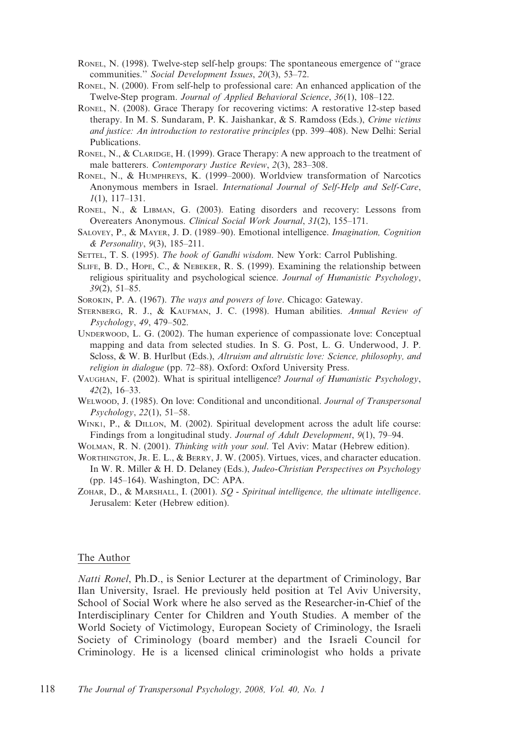Ronel, N. (1998). Twelve-step self-help groups: The spontaneous emergence of "grace communities." *Social Development Issues*, *20*(3), 53–72.

Ronel, N. (2000). From self-help to professional care: An enhanced application of the Twelve-Step program. *Journal of Applied Behavioral Science*, *36*(1), 108–122.

Ronel, N. (2008). Grace Therapy for recovering victims: A restorative 12-step based therapy. In M. S. Sundaram, P. K. Jaishankar, & S. Ramdoss (Eds.), *Crime victims and justice: An introduction to restorative principles* (pp. 399–408). New Delhi: Serial Publications.

Ronel, N., & Claridge, H. (1999). Grace Therapy: A new approach to the treatment of male batterers. *Contemporary Justice Review*, *2*(3), 283–308.

Ronel, N., & Humphreys, K. (1999–2000). Worldview transformation of Narcotics Anonymous members in Israel. *International Journal of Self-Help and Self-Care*, *1*(1), 117–131.

Ronel, N., & Libman, G. (2003). Eating disorders and recovery: Lessons from Overeaters Anonymous. *Clinical Social Work Journal*, *31*(2), 155–171.

Salovey, P., & Mayer, J. D. (1989–90). Emotional intelligence. *Imagination, Cognition & Personality*, *9*(3), 185–211.

Settel, T. S. (1995). *The book of Gandhi wisdom*. New York: Carrol Publishing.

Slife, B. D., Hope, C., & Nebeker, R. S. (1999). Examining the relationship between religious spirituality and psychological science. *Journal of Humanistic Psychology*, *39*(2), 51–85.

Sorokin, P. A. (1967). *The ways and powers of love*. Chicago: Gateway.

Sternberg, R. J., & Kaufman, J. C. (1998). Human abilities. *Annual Review of Psychology*, *49*, 479–502.

Underwood, L. G. (2002). The human experience of compassionate love: Conceptual mapping and data from selected studies. In S. G. Post, L. G. Underwood, J. P. Scloss, & W. B. Hurlbut (Eds.), *Altruism and altruistic love: Science, philosophy, and religion in dialogue* (pp. 72–88). Oxford: Oxford University Press.

Vaughan, F. (2002). What is spiritual intelligence? *Journal of Humanistic Psychology*, *42*(2), 16–33.

Welwood, J. (1985). On love: Conditional and unconditional. *Journal of Transpersonal Psychology*, *22*(1), 51–58.

Wink1, P., & Dillon, M. (2002). Spiritual development across the adult life course: Findings from a longitudinal study. *Journal of Adult Development*, *9*(1), 79–94.

Wolman, R. N. (2001). *Thinking with your soul*. Tel Aviv: Matar (Hebrew edition).

Worthington, Jr. E. L., & Berry, J. W. (2005). Virtues, vices, and character education. In W. R. Miller & H. D. Delaney (Eds.), *Judeo-Christian Perspectives on Psychology* (pp. 145–164). Washington, DC: APA.

Zohar, D., & Marshall, I. (2001). *SQ - Spiritual intelligence, the ultimate intelligence*. Jerusalem: Keter (Hebrew edition).

## The Author

*Natti Ronel*, Ph.D., is Senior Lecturer at the department of Criminology, Bar Ilan University, Israel. He previously held position at Tel Aviv University, School of Social Work where he also served as the Researcher-in-Chief of the Interdisciplinary Center for Children and Youth Studies. A member of the World Society of Victimology, European Society of Criminology, the Israeli Society of Criminology (board member) and the Israeli Council for Criminology. He is a licensed clinical criminologist who holds a private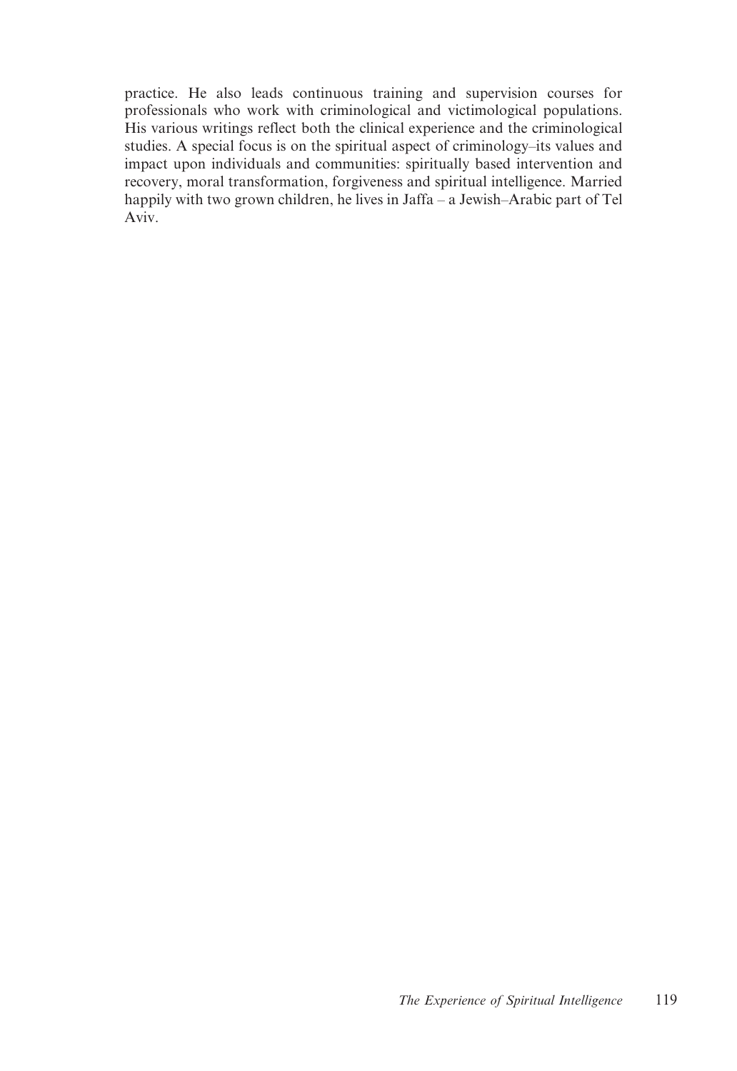practice. He also leads continuous training and supervision courses for professionals who work with criminological and victimological populations. His various writings reflect both the clinical experience and the criminological studies. A special focus is on the spiritual aspect of criminology–its values and impact upon individuals and communities: spiritually based intervention and recovery, moral transformation, forgiveness and spiritual intelligence. Married happily with two grown children, he lives in Jaffa – a Jewish–Arabic part of Tel Aviv.